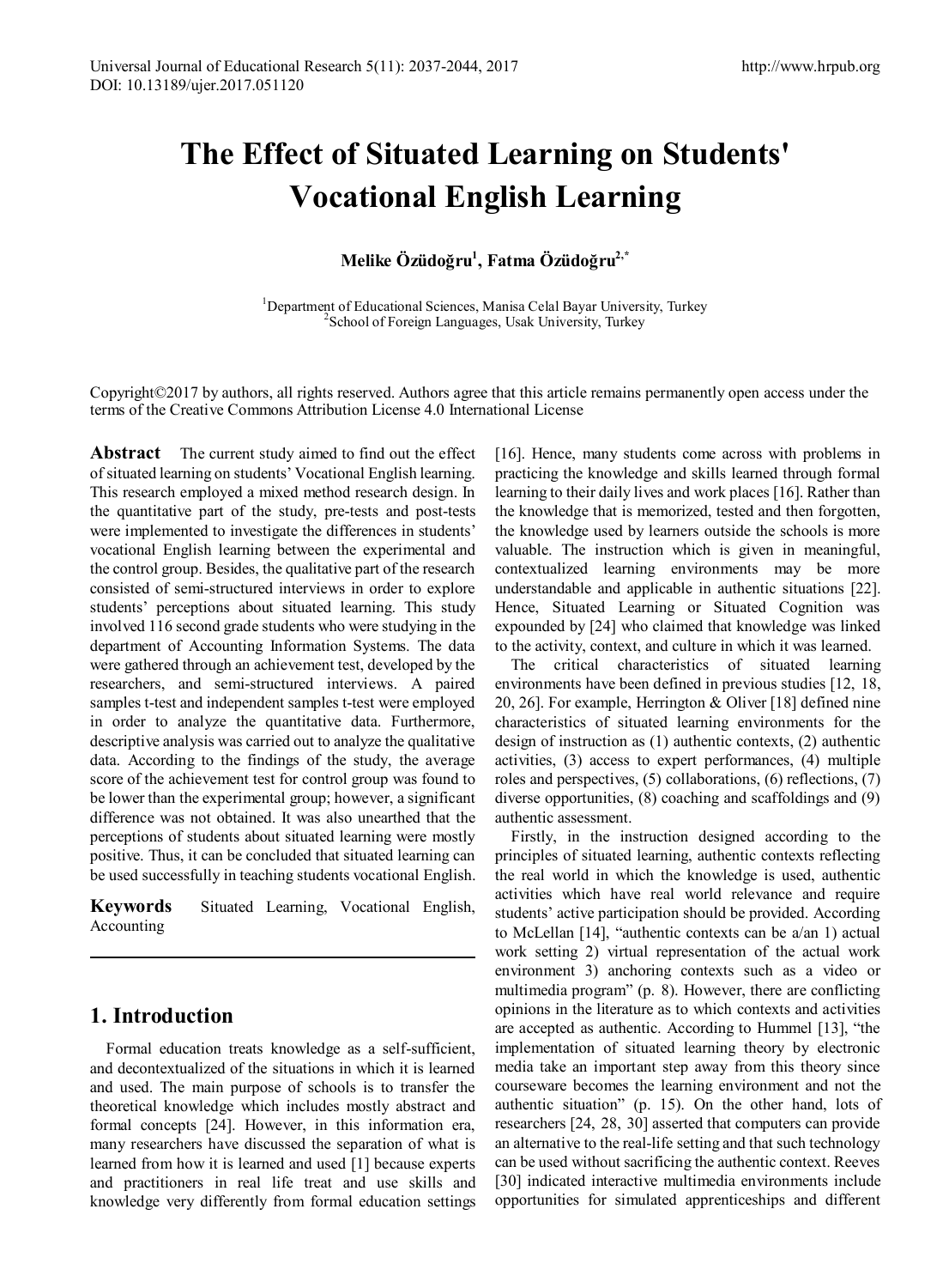# The Effect of Situated Learning on Students' Vocational English Learning

**Melike Özüdoğru**[1], **Fatma Özüdoğru**[2,*]

[1]Department of Educational Sciences, Manisa Celal Bayar University, Turkey
[2]School of Foreign Languages, Usak University, Turkey

Copyright©2017 by authors, all rights reserved. Authors agree that this article remains permanently open access under the terms of the Creative Commons Attribution License 4.0 International License

**Abstract** The current study aimed to find out the effect of situated learning on students' Vocational English learning. This research employed a mixed method research design. In the quantitative part of the study, pre-tests and post-tests were implemented to investigate the differences in students' vocational English learning between the experimental and the control group. Besides, the qualitative part of the research consisted of semi-structured interviews in order to explore students' perceptions about situated learning. This study involved 116 second grade students who were studying in the department of Accounting Information Systems. The data were gathered through an achievement test, developed by the researchers, and semi-structured interviews. A paired samples t-test and independent samples t-test were employed in order to analyze the quantitative data. Furthermore, descriptive analysis was carried out to analyze the qualitative data. According to the findings of the study, the average score of the achievement test for control group was found to be lower than the experimental group; however, a significant difference was not obtained. It was also unearthed that the perceptions of students about situated learning were mostly positive. Thus, it can be concluded that situated learning can be used successfully in teaching students vocational English.

**Keywords** Situated Learning, Vocational English, Accounting

## 1. Introduction

Formal education treats knowledge as a self-sufficient, and decontextualized of the situations in which it is learned and used. The main purpose of schools is to transfer the theoretical knowledge which includes mostly abstract and formal concepts [24]. However, in this information era, many researchers have discussed the separation of what is learned from how it is learned and used [1] because experts and practitioners in real life treat and use skills and knowledge very differently from formal education settings [16]. Hence, many students come across with problems in practicing the knowledge and skills learned through formal learning to their daily lives and work places [16]. Rather than the knowledge that is memorized, tested and then forgotten, the knowledge used by learners outside the schools is more valuable. The instruction which is given in meaningful, contextualized learning environments may be more understandable and applicable in authentic situations [22]. Hence, Situated Learning or Situated Cognition was expounded by [24] who claimed that knowledge was linked to the activity, context, and culture in which it was learned.

The critical characteristics of situated learning environments have been defined in previous studies [12, 18, 20, 26]. For example, Herrington & Oliver [18] defined nine characteristics of situated learning environments for the design of instruction as (1) authentic contexts, (2) authentic activities, (3) access to expert performances, (4) multiple roles and perspectives, (5) collaborations, (6) reflections, (7) diverse opportunities, (8) coaching and scaffoldings and (9) authentic assessment.

Firstly, in the instruction designed according to the principles of situated learning, authentic contexts reflecting the real world in which the knowledge is used, authentic activities which have real world relevance and require students' active participation should be provided. According to McLellan [14], "authentic contexts can be a/an 1) actual work setting 2) virtual representation of the actual work environment 3) anchoring contexts such as a video or multimedia program" (p. 8). However, there are conflicting opinions in the literature as to which contexts and activities are accepted as authentic. According to Hummel [13], "the implementation of situated learning theory by electronic media take an important step away from this theory since courseware becomes the learning environment and not the authentic situation" (p. 15). On the other hand, lots of researchers [24, 28, 30] asserted that computers can provide an alternative to the real-life setting and that such technology can be used without sacrificing the authentic context. Reeves [30] indicated interactive multimedia environments include opportunities for simulated apprenticeships and different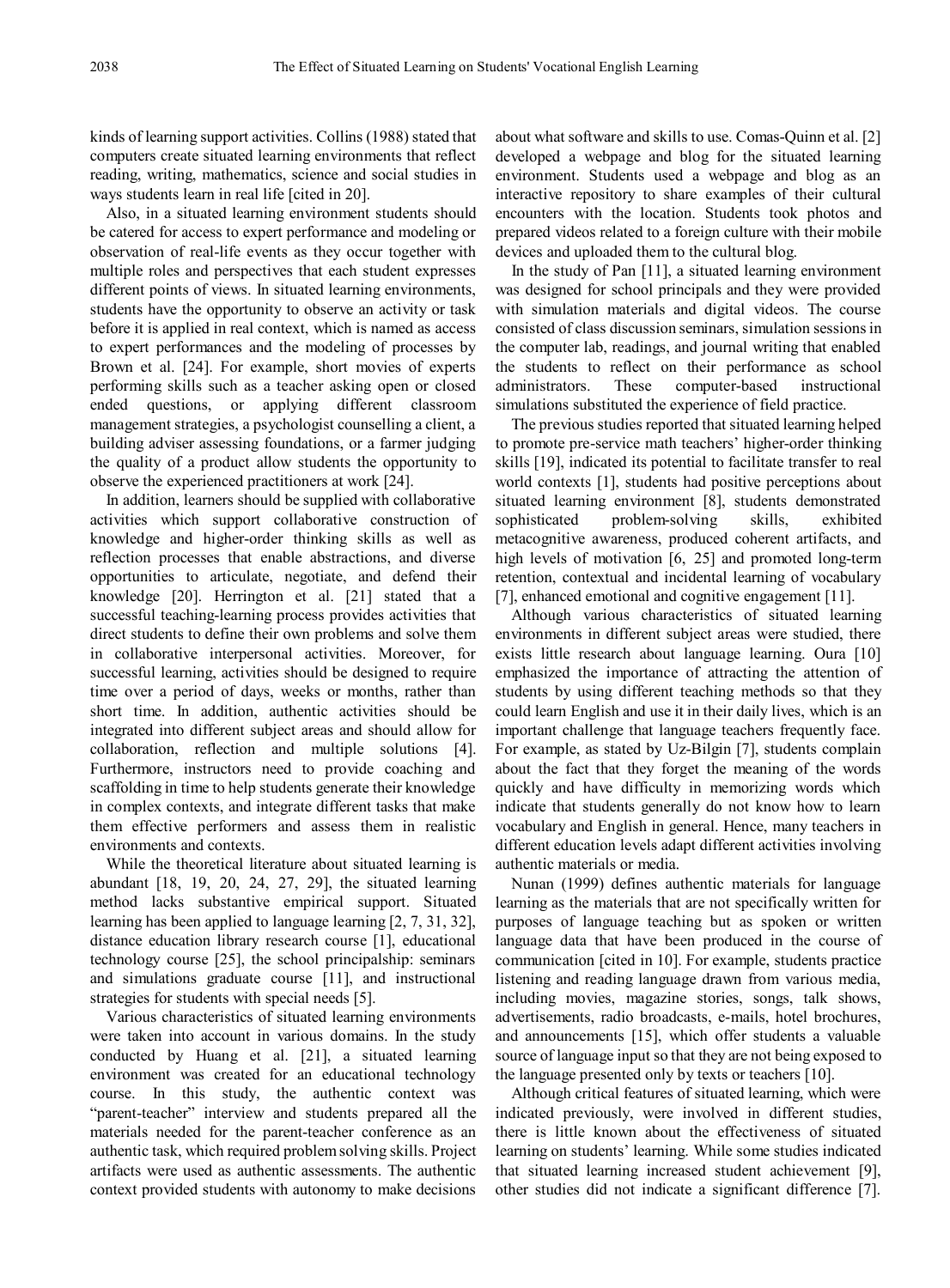kinds of learning support activities. Collins (1988) stated that computers create situated learning environments that reflect reading, writing, mathematics, science and social studies in ways students learn in real life [cited in 20].

Also, in a situated learning environment students should be catered for access to expert performance and modeling or observation of real-life events as they occur together with multiple roles and perspectives that each student expresses different points of views. In situated learning environments, students have the opportunity to observe an activity or task before it is applied in real context, which is named as access to expert performances and the modeling of processes by Brown et al. [24]. For example, short movies of experts performing skills such as a teacher asking open or closed ended questions, or applying different classroom management strategies, a psychologist counselling a client, a building adviser assessing foundations, or a farmer judging the quality of a product allow students the opportunity to observe the experienced practitioners at work [24].

In addition, learners should be supplied with collaborative activities which support collaborative construction of knowledge and higher-order thinking skills as well as reflection processes that enable abstractions, and diverse opportunities to articulate, negotiate, and defend their knowledge [20]. Herrington et al. [21] stated that a successful teaching-learning process provides activities that direct students to define their own problems and solve them in collaborative interpersonal activities. Moreover, for successful learning, activities should be designed to require time over a period of days, weeks or months, rather than short time. In addition, authentic activities should be integrated into different subject areas and should allow for collaboration, reflection and multiple solutions [4]. Furthermore, instructors need to provide coaching and scaffolding in time to help students generate their knowledge in complex contexts, and integrate different tasks that make them effective performers and assess them in realistic environments and contexts.

While the theoretical literature about situated learning is abundant [18, 19, 20, 24, 27, 29], the situated learning method lacks substantive empirical support. Situated learning has been applied to language learning [2, 7, 31, 32], distance education library research course [1], educational technology course [25], the school principalship: seminars and simulations graduate course [11], and instructional strategies for students with special needs [5].

Various characteristics of situated learning environments were taken into account in various domains. In the study conducted by Huang et al. [21], a situated learning environment was created for an educational technology course. In this study, the authentic context was "parent-teacher" interview and students prepared all the materials needed for the parent-teacher conference as an authentic task, which required problem solving skills. Project artifacts were used as authentic assessments. The authentic context provided students with autonomy to make decisions about what software and skills to use. Comas-Quinn et al. [2] developed a webpage and blog for the situated learning environment. Students used a webpage and blog as an interactive repository to share examples of their cultural encounters with the location. Students took photos and prepared videos related to a foreign culture with their mobile devices and uploaded them to the cultural blog.

In the study of Pan [11], a situated learning environment was designed for school principals and they were provided with simulation materials and digital videos. The course consisted of class discussion seminars, simulation sessions in the computer lab, readings, and journal writing that enabled the students to reflect on their performance as school administrators. These computer-based instructional simulations substituted the experience of field practice.

The previous studies reported that situated learning helped to promote pre-service math teachers' higher-order thinking skills [19], indicated its potential to facilitate transfer to real world contexts [1], students had positive perceptions about situated learning environment [8], students demonstrated sophisticated problem-solving skills, exhibited metacognitive awareness, produced coherent artifacts, and high levels of motivation [6, 25] and promoted long-term retention, contextual and incidental learning of vocabulary [7], enhanced emotional and cognitive engagement [11].

Although various characteristics of situated learning environments in different subject areas were studied, there exists little research about language learning. Oura [10] emphasized the importance of attracting the attention of students by using different teaching methods so that they could learn English and use it in their daily lives, which is an important challenge that language teachers frequently face. For example, as stated by Uz-Bilgin [7], students complain about the fact that they forget the meaning of the words quickly and have difficulty in memorizing words which indicate that students generally do not know how to learn vocabulary and English in general. Hence, many teachers in different education levels adapt different activities involving authentic materials or media.

Nunan (1999) defines authentic materials for language learning as the materials that are not specifically written for purposes of language teaching but as spoken or written language data that have been produced in the course of communication [cited in 10]. For example, students practice listening and reading language drawn from various media, including movies, magazine stories, songs, talk shows, advertisements, radio broadcasts, e-mails, hotel brochures, and announcements [15], which offer students a valuable source of language input so that they are not being exposed to the language presented only by texts or teachers [10].

Although critical features of situated learning, which were indicated previously, were involved in different studies, there is little known about the effectiveness of situated learning on students' learning. While some studies indicated that situated learning increased student achievement [9], other studies did not indicate a significant difference [7].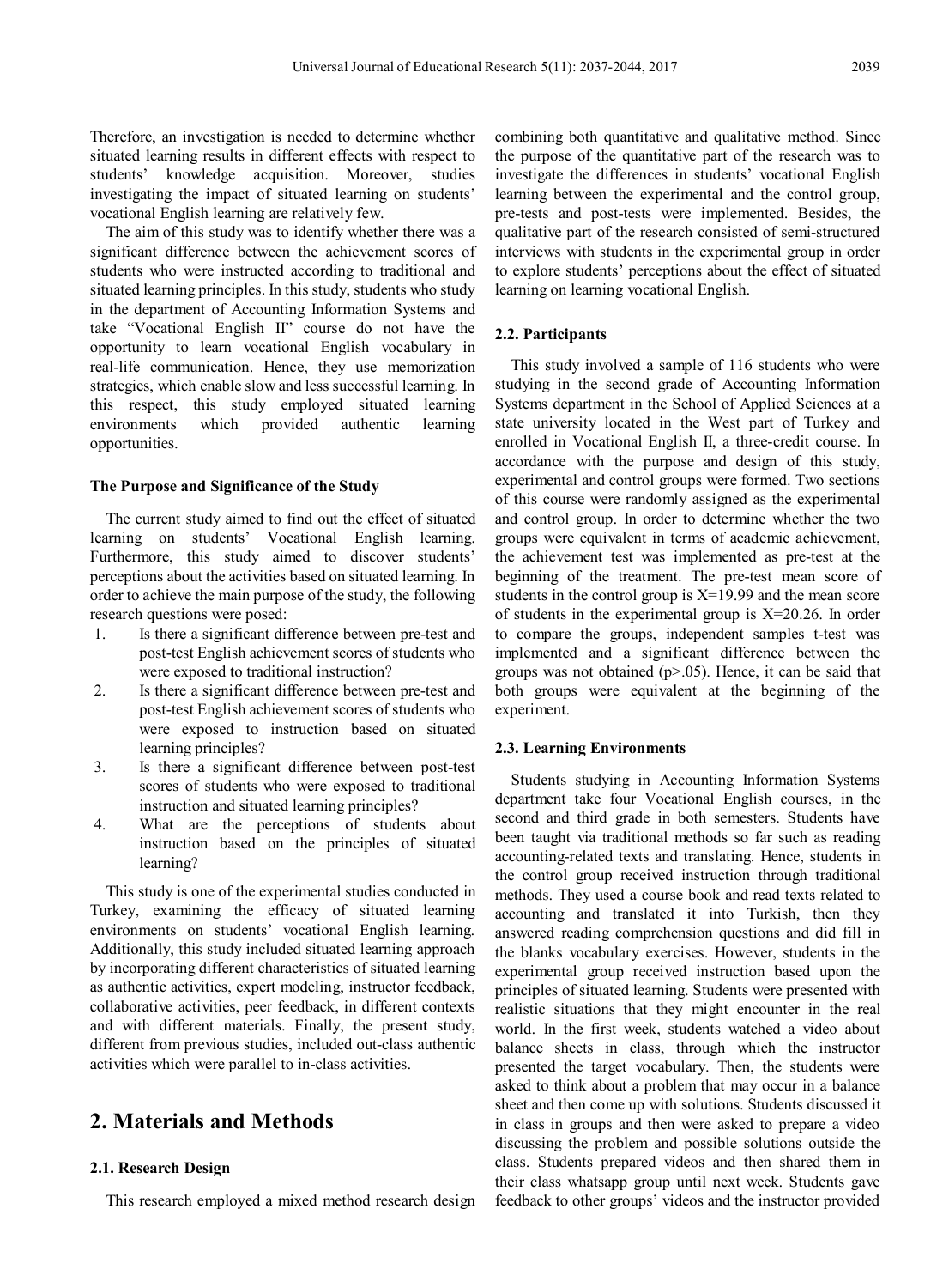Therefore, an investigation is needed to determine whether situated learning results in different effects with respect to students' knowledge acquisition. Moreover, studies investigating the impact of situated learning on students' vocational English learning are relatively few.

The aim of this study was to identify whether there was a significant difference between the achievement scores of students who were instructed according to traditional and situated learning principles. In this study, students who study in the department of Accounting Information Systems and take "Vocational English II" course do not have the opportunity to learn vocational English vocabulary in real-life communication. Hence, they use memorization strategies, which enable slow and less successful learning. In this respect, this study employed situated learning environments which provided authentic learning opportunities.

### The Purpose and Significance of the Study

The current study aimed to find out the effect of situated learning on students' Vocational English learning. Furthermore, this study aimed to discover students' perceptions about the activities based on situated learning. In order to achieve the main purpose of the study, the following research questions were posed:

1. Is there a significant difference between pre-test and post-test English achievement scores of students who were exposed to traditional instruction?
2. Is there a significant difference between pre-test and post-test English achievement scores of students who were exposed to instruction based on situated learning principles?
3. Is there a significant difference between post-test scores of students who were exposed to traditional instruction and situated learning principles?
4. What are the perceptions of students about instruction based on the principles of situated learning?

This study is one of the experimental studies conducted in Turkey, examining the efficacy of situated learning environments on students' vocational English learning. Additionally, this study included situated learning approach by incorporating different characteristics of situated learning as authentic activities, expert modeling, instructor feedback, collaborative activities, peer feedback, in different contexts and with different materials. Finally, the present study, different from previous studies, included out-class authentic activities which were parallel to in-class activities.

## 2. Materials and Methods

### 2.1. Research Design

This research employed a mixed method research design combining both quantitative and qualitative method. Since the purpose of the quantitative part of the research was to investigate the differences in students' vocational English learning between the experimental and the control group, pre-tests and post-tests were implemented. Besides, the qualitative part of the research consisted of semi-structured interviews with students in the experimental group in order to explore students' perceptions about the effect of situated learning on learning vocational English.

### 2.2. Participants

This study involved a sample of 116 students who were studying in the second grade of Accounting Information Systems department in the School of Applied Sciences at a state university located in the West part of Turkey and enrolled in Vocational English II, a three-credit course. In accordance with the purpose and design of this study, experimental and control groups were formed. Two sections of this course were randomly assigned as the experimental and control group. In order to determine whether the two groups were equivalent in terms of academic achievement, the achievement test was implemented as pre-test at the beginning of the treatment. The pre-test mean score of students in the control group is $X=19.99$ and the mean score of students in the experimental group is $X=20.26$. In order to compare the groups, independent samples t-test was implemented and a significant difference between the groups was not obtained ($p>.05$). Hence, it can be said that both groups were equivalent at the beginning of the experiment.

### 2.3. Learning Environments

Students studying in Accounting Information Systems department take four Vocational English courses, in the second and third grade in both semesters. Students have been taught via traditional methods so far such as reading accounting-related texts and translating. Hence, students in the control group received instruction through traditional methods. They used a course book and read texts related to accounting and translated it into Turkish, then they answered reading comprehension questions and did fill in the blanks vocabulary exercises. However, students in the experimental group received instruction based upon the principles of situated learning. Students were presented with realistic situations that they might encounter in the real world. In the first week, students watched a video about balance sheets in class, through which the instructor presented the target vocabulary. Then, the students were asked to think about a problem that may occur in a balance sheet and then come up with solutions. Students discussed it in class in groups and then were asked to prepare a video discussing the problem and possible solutions outside the class. Students prepared videos and then shared them in their class whatsapp group until next week. Students gave feedback to other groups' videos and the instructor provided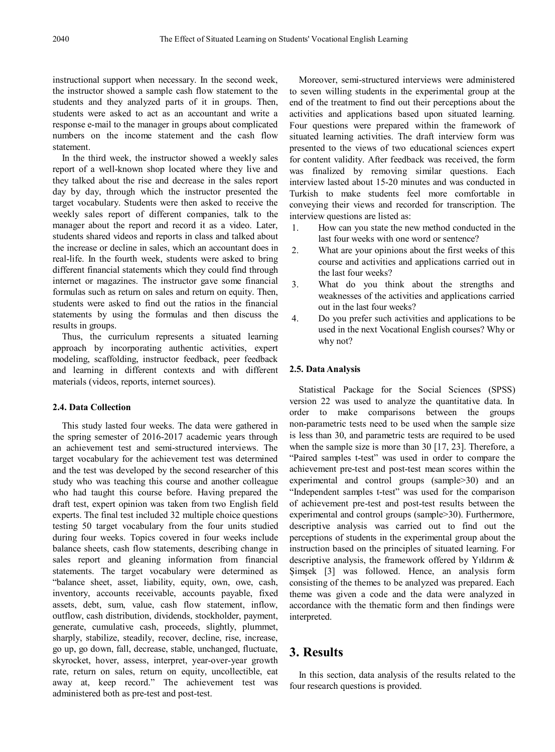instructional support when necessary. In the second week, the instructor showed a sample cash flow statement to the students and they analyzed parts of it in groups. Then, students were asked to act as an accountant and write a response e-mail to the manager in groups about complicated numbers on the income statement and the cash flow statement.

In the third week, the instructor showed a weekly sales report of a well-known shop located where they live and they talked about the rise and decrease in the sales report day by day, through which the instructor presented the target vocabulary. Students were then asked to receive the weekly sales report of different companies, talk to the manager about the report and record it as a video. Later, students shared videos and reports in class and talked about the increase or decline in sales, which an accountant does in real-life. In the fourth week, students were asked to bring different financial statements which they could find through internet or magazines. The instructor gave some financial formulas such as return on sales and return on equity. Then, students were asked to find out the ratios in the financial statements by using the formulas and then discuss the results in groups.

Thus, the curriculum represents a situated learning approach by incorporating authentic activities, expert modeling, scaffolding, instructor feedback, peer feedback and learning in different contexts and with different materials (videos, reports, internet sources).

### 2.4. Data Collection

This study lasted four weeks. The data were gathered in the spring semester of 2016-2017 academic years through an achievement test and semi-structured interviews. The target vocabulary for the achievement test was determined and the test was developed by the second researcher of this study who was teaching this course and another colleague who had taught this course before. Having prepared the draft test, expert opinion was taken from two English field experts. The final test included 32 multiple choice questions testing 50 target vocabulary from the four units studied during four weeks. Topics covered in four weeks include balance sheets, cash flow statements, describing change in sales report and gleaning information from financial statements. The target vocabulary were determined as "balance sheet, asset, liability, equity, own, owe, cash, inventory, accounts receivable, accounts payable, fixed assets, debt, sum, value, cash flow statement, inflow, outflow, cash distribution, dividends, stockholder, payment, generate, cumulative cash, proceeds, slightly, plummet, sharply, stabilize, steadily, recover, decline, rise, increase, go up, go down, fall, decrease, stable, unchanged, fluctuate, skyrocket, hover, assess, interpret, year-over-year growth rate, return on sales, return on equity, uncollectible, eat away at, keep record." The achievement test was administered both as pre-test and post-test.

Moreover, semi-structured interviews were administered to seven willing students in the experimental group at the end of the treatment to find out their perceptions about the activities and applications based upon situated learning. Four questions were prepared within the framework of situated learning activities. The draft interview form was presented to the views of two educational sciences expert for content validity. After feedback was received, the form was finalized by removing similar questions. Each interview lasted about 15-20 minutes and was conducted in Turkish to make students feel more comfortable in conveying their views and recorded for transcription. The interview questions are listed as:

1. How can you state the new method conducted in the last four weeks with one word or sentence?
2. What are your opinions about the first weeks of this course and activities and applications carried out in the last four weeks?
3. What do you think about the strengths and weaknesses of the activities and applications carried out in the last four weeks?
4. Do you prefer such activities and applications to be used in the next Vocational English courses? Why or why not?

### 2.5. Data Analysis

Statistical Package for the Social Sciences (SPSS) version 22 was used to analyze the quantitative data. In order to make comparisons between the groups non-parametric tests need to be used when the sample size is less than 30, and parametric tests are required to be used when the sample size is more than 30 [17, 23]. Therefore, a "Paired samples t-test" was used in order to compare the achievement pre-test and post-test mean scores within the experimental and control groups (sample>30) and an "Independent samples t-test" was used for the comparison of achievement pre-test and post-test results between the experimental and control groups (sample>30). Furthermore, descriptive analysis was carried out to find out the perceptions of students in the experimental group about the instruction based on the principles of situated learning. For descriptive analysis, the framework offered by Yıldırım & Şimşek [3] was followed. Hence, an analysis form consisting of the themes to be analyzed was prepared. Each theme was given a code and the data were analyzed in accordance with the thematic form and then findings were interpreted.

## 3. Results

In this section, data analysis of the results related to the four research questions is provided.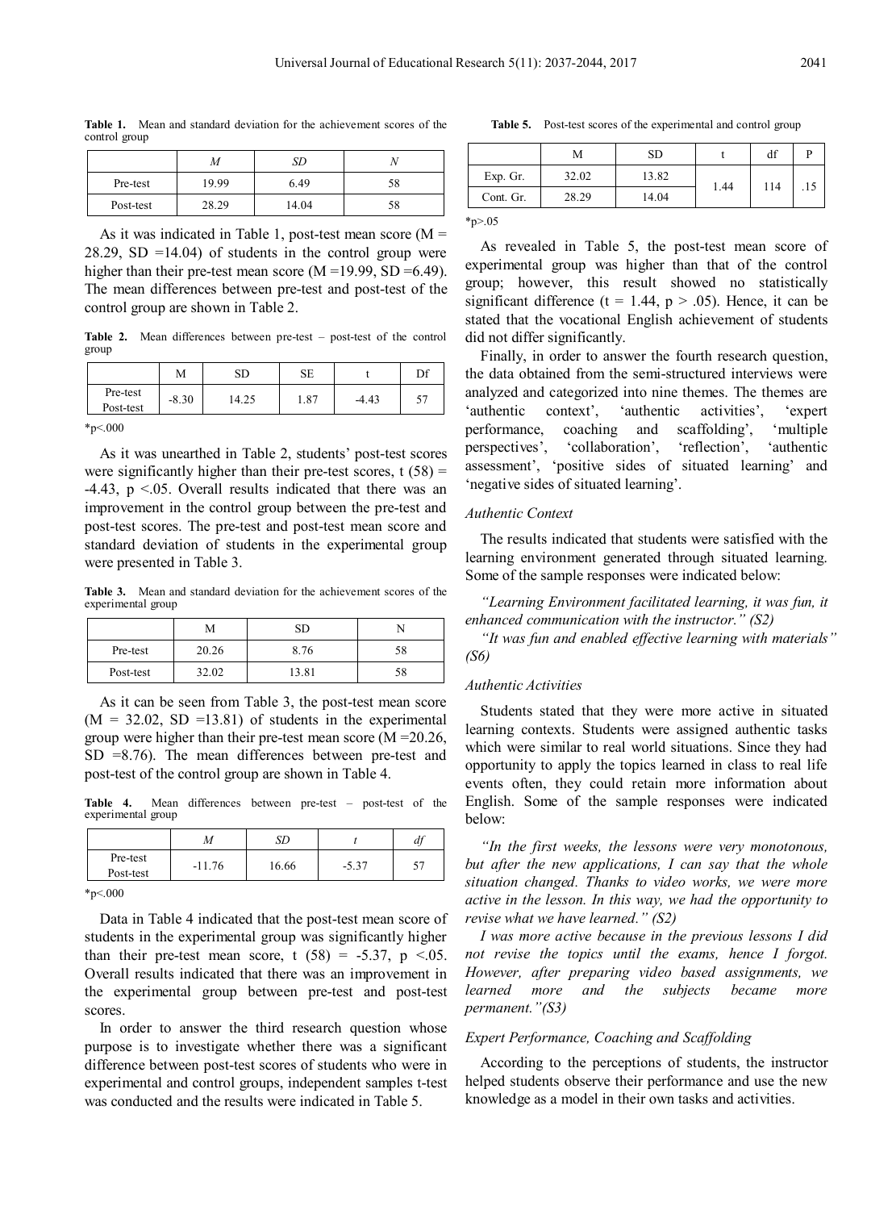**Table 1.** Mean and standard deviation for the achievement scores of the control group

| | *M* | *SD* | *N* |
|---|---|---|---|
| Pre-test | 19.99 | 6.49 | 58 |
| Post-test | 28.29 | 14.04 | 58 |

As it was indicated in Table 1, post-test mean score (M = 28.29, SD =14.04) of students in the control group were higher than their pre-test mean score (M =19.99, SD =6.49). The mean differences between pre-test and post-test of the control group are shown in Table 2.

**Table 2.** Mean differences between pre-test – post-test of the control group

| | M | SD | SE | t | Df |
|---|---|---|---|---|---|
| Pre-test Post-test | -8.30 | 14.25 | 1.87 | -4.43 | 57 |

*p<.000

As it was unearthed in Table 2, students' post-test scores were significantly higher than their pre-test scores, t (58) = -4.43, p <.05. Overall results indicated that there was an improvement in the control group between the pre-test and post-test scores. The pre-test and post-test mean score and standard deviation of students in the experimental group were presented in Table 3.

**Table 3.** Mean and standard deviation for the achievement scores of the experimental group

| | M | SD | N |
|---|---|---|---|
| Pre-test | 20.26 | 8.76 | 58 |
| Post-test | 32.02 | 13.81 | 58 |

As it can be seen from Table 3, the post-test mean score (M = 32.02, SD =13.81) of students in the experimental group were higher than their pre-test mean score (M =20.26, SD =8.76). The mean differences between pre-test and post-test of the control group are shown in Table 4.

**Table 4.** Mean differences between pre-test – post-test of the experimental group

| | *M* | *SD* | *t* | *df* |
|---|---|---|---|---|
| Pre-test Post-test | -11.76 | 16.66 | -5.37 | 57 |

*p<.000

Data in Table 4 indicated that the post-test mean score of students in the experimental group was significantly higher than their pre-test mean score, t (58) = -5.37, p <.05. Overall results indicated that there was an improvement in the experimental group between pre-test and post-test scores.

In order to answer the third research question whose purpose is to investigate whether there was a significant difference between post-test scores of students who were in experimental and control groups, independent samples t-test was conducted and the results were indicated in Table 5.

**Table 5.** Post-test scores of the experimental and control group

| | M | SD | t | df | P |
|---|---|---|---|---|---|
| Exp. Gr. | 32.02 | 13.82 | 1.44 | 114 | .15 |
| Cont. Gr. | 28.29 | 14.04 | | | |

*p>.05

As revealed in Table 5, the post-test mean score of experimental group was higher than that of the control group; however, this result showed no statistically significant difference (t = 1.44, p > .05). Hence, it can be stated that the vocational English achievement of students did not differ significantly.

Finally, in order to answer the fourth research question, the data obtained from the semi-structured interviews were analyzed and categorized into nine themes. The themes are 'authentic context', 'authentic activities', 'expert performance, coaching and scaffolding', 'multiple perspectives', 'collaboration', 'reflection', 'authentic assessment', 'positive sides of situated learning' and 'negative sides of situated learning'.

### *Authentic Context*

The results indicated that students were satisfied with the learning environment generated through situated learning. Some of the sample responses were indicated below:

*"Learning Environment facilitated learning, it was fun, it enhanced communication with the instructor." (S2)*

*"It was fun and enabled effective learning with materials" (S6)*

### *Authentic Activities*

Students stated that they were more active in situated learning contexts. Students were assigned authentic tasks which were similar to real world situations. Since they had opportunity to apply the topics learned in class to real life events often, they could retain more information about English. Some of the sample responses were indicated below:

*"In the first weeks, the lessons were very monotonous, but after the new applications, I can say that the whole situation changed. Thanks to video works, we were more active in the lesson. In this way, we had the opportunity to revise what we have learned." (S2)*

*I was more active because in the previous lessons I did not revise the topics until the exams, hence I forgot. However, after preparing video based assignments, we learned more and the subjects became more permanent."(S3)*

### *Expert Performance, Coaching and Scaffolding*

According to the perceptions of students, the instructor helped students observe their performance and use the new knowledge as a model in their own tasks and activities.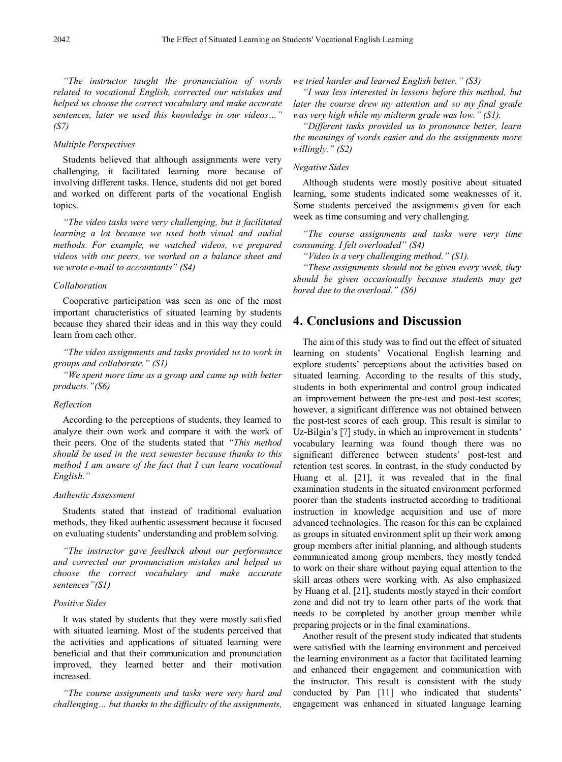*"The instructor taught the pronunciation of words related to vocational English, corrected our mistakes and helped us choose the correct vocabulary and make accurate sentences, later we used this knowledge in our videos…" (S7)*

#### Multiple Perspectives

Students believed that although assignments were very challenging, it facilitated learning more because of involving different tasks. Hence, students did not get bored and worked on different parts of the vocational English topics.

*"The video tasks were very challenging, but it facilitated learning a lot because we used both visual and audial methods. For example, we watched videos, we prepared videos with our peers, we worked on a balance sheet and we wrote e-mail to accountants" (S4)*

#### Collaboration

Cooperative participation was seen as one of the most important characteristics of situated learning by students because they shared their ideas and in this way they could learn from each other.

*"The video assignments and tasks provided us to work in groups and collaborate." (S1)*

*"We spent more time as a group and came up with better products."(S6)*

#### Reflection

According to the perceptions of students, they learned to analyze their own work and compare it with the work of their peers. One of the students stated that *"This method should be used in the next semester because thanks to this method I am aware of the fact that I can learn vocational English."*

#### Authentic Assessment

Students stated that instead of traditional evaluation methods, they liked authentic assessment because it focused on evaluating students' understanding and problem solving.

*"The instructor gave feedback about our performance and corrected our pronunciation mistakes and helped us choose the correct vocabulary and make accurate sentences"(S1)*

#### Positive Sides

It was stated by students that they were mostly satisfied with situated learning. Most of the students perceived that the activities and applications of situated learning were beneficial and that their communication and pronunciation improved, they learned better and their motivation increased.

*"The course assignments and tasks were very hard and challenging… but thanks to the difficulty of the assignments, we tried harder and learned English better." (S3)*

*"I was less interested in lessons before this method, but later the course drew my attention and so my final grade was very high while my midterm grade was low." (S1).*

*"Different tasks provided us to pronounce better, learn the meanings of words easier and do the assignments more willingly." (S2)*

#### Negative Sides

Although students were mostly positive about situated learning, some students indicated some weaknesses of it. Some students perceived the assignments given for each week as time consuming and very challenging.

*"The course assignments and tasks were very time consuming. I felt overloaded" (S4)*

*"Video is a very challenging method." (S1).*

*"These assignments should not be given every week, they should be given occasionally because students may get bored due to the overload." (S6)*

## 4. Conclusions and Discussion

The aim of this study was to find out the effect of situated learning on students' Vocational English learning and explore students' perceptions about the activities based on situated learning. According to the results of this study, students in both experimental and control group indicated an improvement between the pre-test and post-test scores; however, a significant difference was not obtained between the post-test scores of each group. This result is similar to Uz-Bilgin's [7] study, in which an improvement in students' vocabulary learning was found though there was no significant difference between students' post-test and retention test scores. In contrast, in the study conducted by Huang et al. [21], it was revealed that in the final examination students in the situated environment performed poorer than the students instructed according to traditional instruction in knowledge acquisition and use of more advanced technologies. The reason for this can be explained as groups in situated environment split up their work among group members after initial planning, and although students communicated among group members, they mostly tended to work on their share without paying equal attention to the skill areas others were working with. As also emphasized by Huang et al. [21], students mostly stayed in their comfort zone and did not try to learn other parts of the work that needs to be completed by another group member while preparing projects or in the final examinations.

Another result of the present study indicated that students were satisfied with the learning environment and perceived the learning environment as a factor that facilitated learning and enhanced their engagement and communication with the instructor. This result is consistent with the study conducted by Pan [11] who indicated that students' engagement was enhanced in situated language learning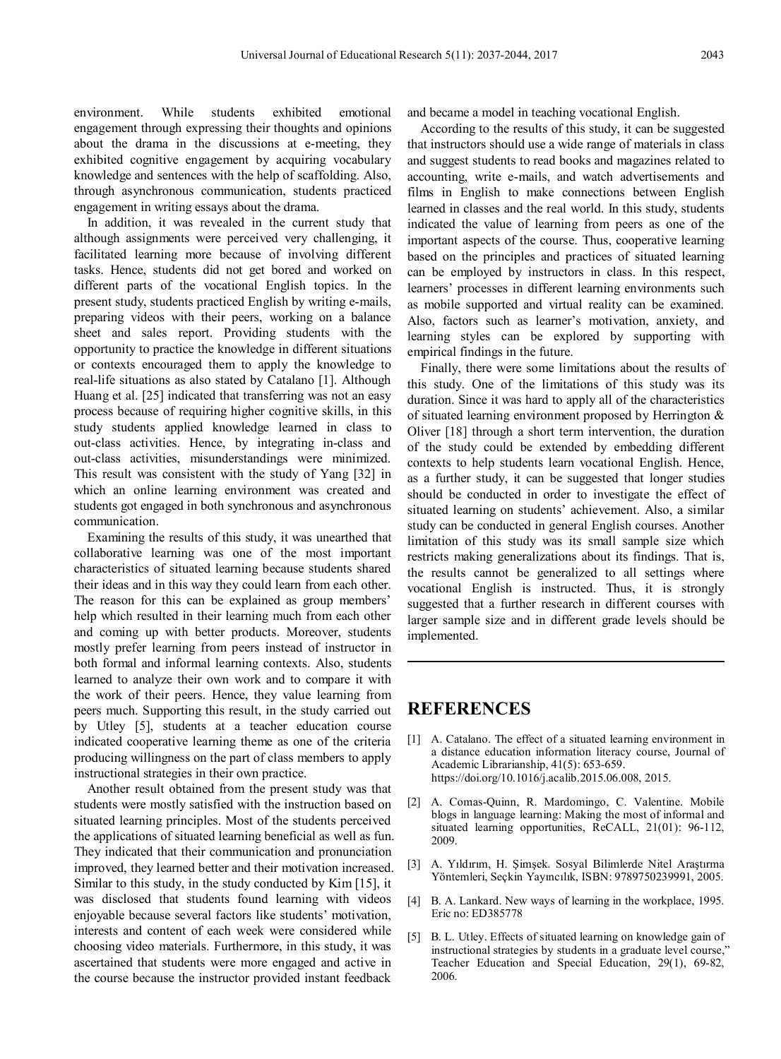environment. While students exhibited emotional engagement through expressing their thoughts and opinions about the drama in the discussions at e-meeting, they exhibited cognitive engagement by acquiring vocabulary knowledge and sentences with the help of scaffolding. Also, through asynchronous communication, students practiced engagement in writing essays about the drama.

In addition, it was revealed in the current study that although assignments were perceived very challenging, it facilitated learning more because of involving different tasks. Hence, students did not get bored and worked on different parts of the vocational English topics. In the present study, students practiced English by writing e-mails, preparing videos with their peers, working on a balance sheet and sales report. Providing students with the opportunity to practice the knowledge in different situations or contexts encouraged them to apply the knowledge to real-life situations as also stated by Catalano [1]. Although Huang et al. [25] indicated that transferring was not an easy process because of requiring higher cognitive skills, in this study students applied knowledge learned in class to out-class activities. Hence, by integrating in-class and out-class activities, misunderstandings were minimized. This result was consistent with the study of Yang [32] in which an online learning environment was created and students got engaged in both synchronous and asynchronous communication.

Examining the results of this study, it was unearthed that collaborative learning was one of the most important characteristics of situated learning because students shared their ideas and in this way they could learn from each other. The reason for this can be explained as group members' help which resulted in their learning much from each other and coming up with better products. Moreover, students mostly prefer learning from peers instead of instructor in both formal and informal learning contexts. Also, students learned to analyze their own work and to compare it with the work of their peers. Hence, they value learning from peers much. Supporting this result, in the study carried out by Utley [5], students at a teacher education course indicated cooperative learning theme as one of the criteria producing willingness on the part of class members to apply instructional strategies in their own practice.

Another result obtained from the present study was that students were mostly satisfied with the instruction based on situated learning principles. Most of the students perceived the applications of situated learning beneficial as well as fun. They indicated that their communication and pronunciation improved, they learned better and their motivation increased. Similar to this study, in the study conducted by Kim [15], it was disclosed that students found learning with videos enjoyable because several factors like students' motivation, interests and content of each week were considered while choosing video materials. Furthermore, in this study, it was ascertained that students were more engaged and active in the course because the instructor provided instant feedback and became a model in teaching vocational English.

According to the results of this study, it can be suggested that instructors should use a wide range of materials in class and suggest students to read books and magazines related to accounting, write e-mails, and watch advertisements and films in English to make connections between English learned in classes and the real world. In this study, students indicated the value of learning from peers as one of the important aspects of the course. Thus, cooperative learning based on the principles and practices of situated learning can be employed by instructors in class. In this respect, learners' processes in different learning environments such as mobile supported and virtual reality can be examined. Also, factors such as learner's motivation, anxiety, and learning styles can be explored by supporting with empirical findings in the future.

Finally, there were some limitations about the results of this study. One of the limitations of this study was its duration. Since it was hard to apply all of the characteristics of situated learning environment proposed by Herrington & Oliver [18] through a short term intervention, the duration of the study could be extended by embedding different contexts to help students learn vocational English. Hence, as a further study, it can be suggested that longer studies should be conducted in order to investigate the effect of situated learning on students' achievement. Also, a similar study can be conducted in general English courses. Another limitation of this study was its small sample size which restricts making generalizations about its findings. That is, the results cannot be generalized to all settings where vocational English is instructed. Thus, it is strongly suggested that a further research in different courses with larger sample size and in different grade levels should be implemented.

## REFERENCES

[1] A. Catalano. The effect of a situated learning environment in a distance education information literacy course, Journal of Academic Librarianship, 41(5): 653-659. https://doi.org/10.1016/j.acalib.2015.06.008, 2015.

[2] A. Comas-Quinn, R. Mardomingo, C. Valentine. Mobile blogs in language learning: Making the most of informal and situated learning opportunities, ReCALL, 21(01): 96-112, 2009.

[3] A. Yıldırım, H. Şimşek. Sosyal Bilimlerde Nitel Araştırma Yöntemleri, Seçkin Yayıncılık, ISBN: 9789750239991, 2005.

[4] B. A. Lankard. New ways of learning in the workplace, 1995. Eric no: ED385778

[5] B. L. Utley. Effects of situated learning on knowledge gain of instructional strategies by students in a graduate level course," Teacher Education and Special Education, 29(1), 69-82, 2006.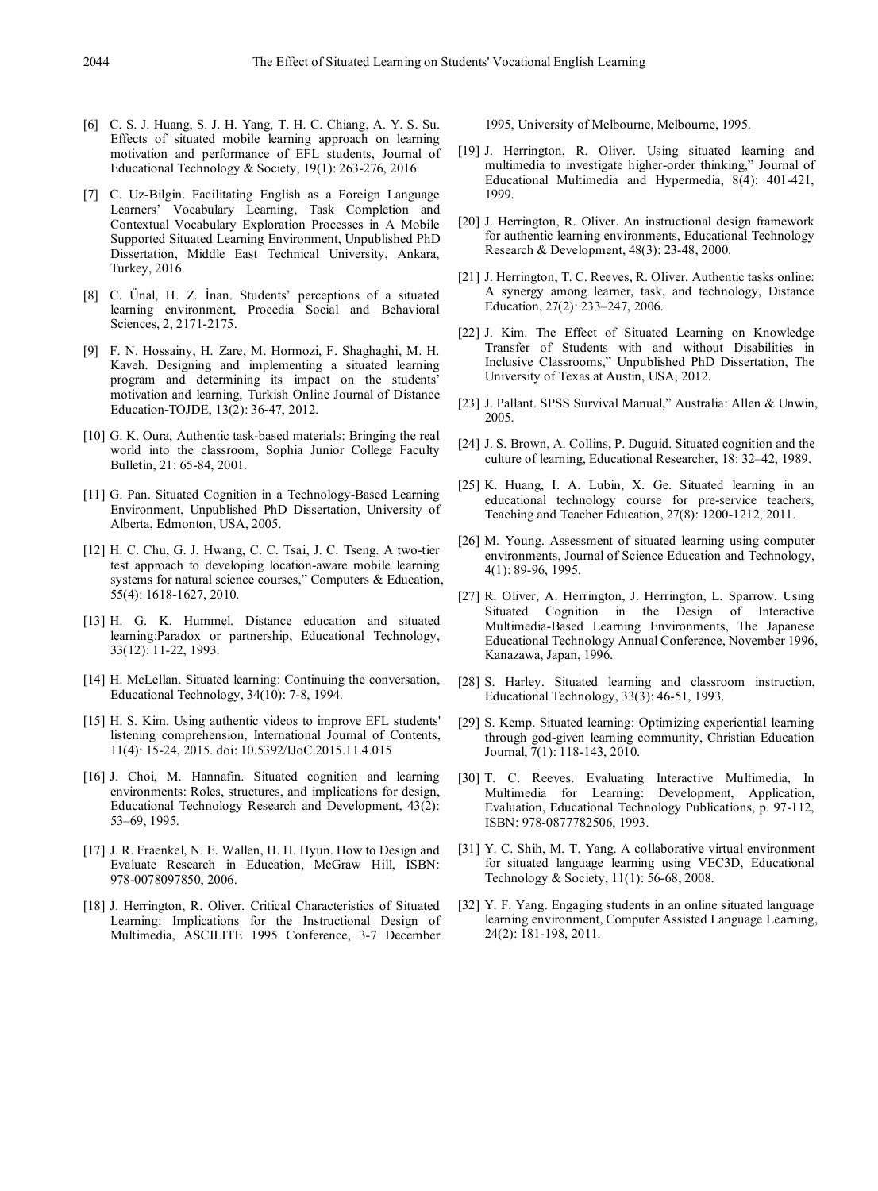[6] C. S. J. Huang, S. J. H. Yang, T. H. C. Chiang, A. Y. S. Su. Effects of situated mobile learning approach on learning motivation and performance of EFL students, Journal of Educational Technology & Society, 19(1): 263-276, 2016.

[7] C. Uz-Bilgin. Facilitating English as a Foreign Language Learners' Vocabulary Learning, Task Completion and Contextual Vocabulary Exploration Processes in A Mobile Supported Situated Learning Environment, Unpublished PhD Dissertation, Middle East Technical University, Ankara, Turkey, 2016.

[8] C. Ünal, H. Z. İnan. Students' perceptions of a situated learning environment, Procedia Social and Behavioral Sciences, 2, 2171-2175.

[9] F. N. Hossainy, H. Zare, M. Hormozi, F. Shaghaghi, M. H. Kaveh. Designing and implementing a situated learning program and determining its impact on the students' motivation and learning, Turkish Online Journal of Distance Education-TOJDE, 13(2): 36-47, 2012.

[10] G. K. Oura, Authentic task-based materials: Bringing the real world into the classroom, Sophia Junior College Faculty Bulletin, 21: 65-84, 2001.

[11] G. Pan. Situated Cognition in a Technology-Based Learning Environment, Unpublished PhD Dissertation, University of Alberta, Edmonton, USA, 2005.

[12] H. C. Chu, G. J. Hwang, C. C. Tsai, J. C. Tseng. A two-tier test approach to developing location-aware mobile learning systems for natural science courses," Computers & Education, 55(4): 1618-1627, 2010.

[13] H. G. K. Hummel. Distance education and situated learning:Paradox or partnership, Educational Technology, 33(12): 11-22, 1993.

[14] H. McLellan. Situated learning: Continuing the conversation, Educational Technology, 34(10): 7-8, 1994.

[15] H. S. Kim. Using authentic videos to improve EFL students' listening comprehension, International Journal of Contents, 11(4): 15-24, 2015. doi: 10.5392/IJoC.2015.11.4.015

[16] J. Choi, M. Hannafin. Situated cognition and learning environments: Roles, structures, and implications for design, Educational Technology Research and Development, 43(2): 53–69, 1995.

[17] J. R. Fraenkel, N. E. Wallen, H. H. Hyun. How to Design and Evaluate Research in Education, McGraw Hill, ISBN: 978-0078097850, 2006.

[18] J. Herrington, R. Oliver. Critical Characteristics of Situated Learning: Implications for the Instructional Design of Multimedia, ASCILITE 1995 Conference, 3-7 December 1995, University of Melbourne, Melbourne, 1995.

[19] J. Herrington, R. Oliver. Using situated learning and multimedia to investigate higher-order thinking," Journal of Educational Multimedia and Hypermedia, 8(4): 401-421, 1999.

[20] J. Herrington, R. Oliver. An instructional design framework for authentic learning environments, Educational Technology Research & Development, 48(3): 23-48, 2000.

[21] J. Herrington, T. C. Reeves, R. Oliver. Authentic tasks online: A synergy among learner, task, and technology, Distance Education, 27(2): 233–247, 2006.

[22] J. Kim. The Effect of Situated Learning on Knowledge Transfer of Students with and without Disabilities in Inclusive Classrooms," Unpublished PhD Dissertation, The University of Texas at Austin, USA, 2012.

[23] J. Pallant. SPSS Survival Manual," Australia: Allen & Unwin, 2005.

[24] J. S. Brown, A. Collins, P. Duguid. Situated cognition and the culture of learning, Educational Researcher, 18: 32–42, 1989.

[25] K. Huang, I. A. Lubin, X. Ge. Situated learning in an educational technology course for pre-service teachers, Teaching and Teacher Education, 27(8): 1200-1212, 2011.

[26] M. Young. Assessment of situated learning using computer environments, Journal of Science Education and Technology, 4(1): 89-96, 1995.

[27] R. Oliver, A. Herrington, J. Herrington, L. Sparrow. Using Situated Cognition in the Design of Interactive Multimedia-Based Learning Environments, The Japanese Educational Technology Annual Conference, November 1996, Kanazawa, Japan, 1996.

[28] S. Harley. Situated learning and classroom instruction, Educational Technology, 33(3): 46-51, 1993.

[29] S. Kemp. Situated learning: Optimizing experiential learning through god-given learning community, Christian Education Journal, 7(1): 118-143, 2010.

[30] T. C. Reeves. Evaluating Interactive Multimedia, In Multimedia for Learning: Development, Application, Evaluation, Educational Technology Publications, p. 97-112, ISBN: 978-0877782506, 1993.

[31] Y. C. Shih, M. T. Yang. A collaborative virtual environment for situated language learning using VEC3D, Educational Technology & Society, 11(1): 56-68, 2008.

[32] Y. F. Yang. Engaging students in an online situated language learning environment, Computer Assisted Language Learning, 24(2): 181-198, 2011.